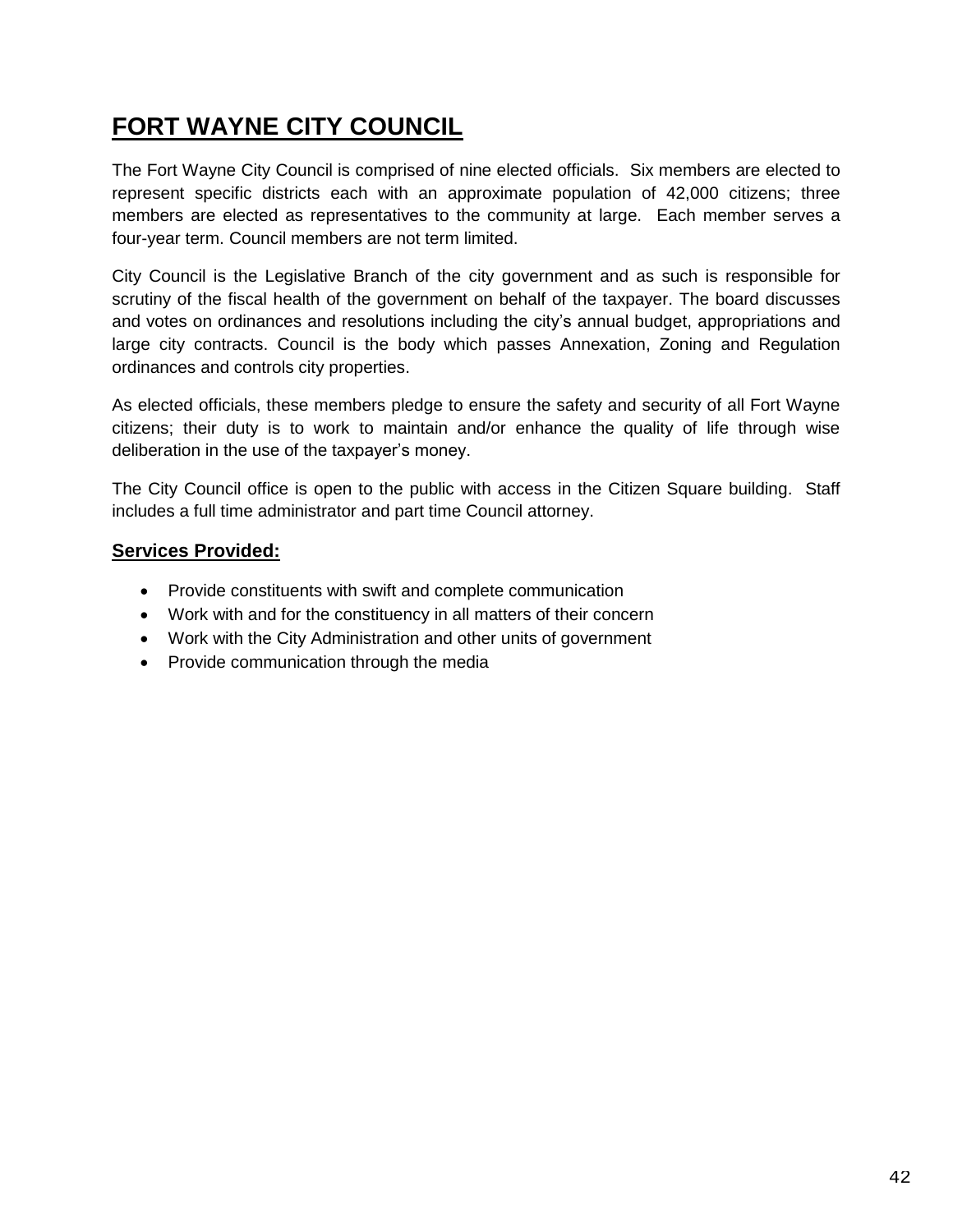# FORT WAYNE CITY COUNCIL

The Fort Wayne City Council is comprised of nine elected officials. Six members are elected to represent specific districts each with an approximate population of 42,000 citizens; three members are elected as representatives to the community at large. Each member serves a four-year term. Council members are not term limited.

City Council is the Legislative Branch of the city government and as such is responsible for scrutiny of the fiscal health of the government on behalf of the taxpayer. The board discusses and votes on ordinances and resolutions including the city's annual budget, appropriations and large city contracts. Council is the body which passes Annexation, Zoning and Regulation ordinances and controls city properties.

As elected officials, these members pledge to ensure the safety and security of all Fort Wayne citizens; their duty is to work to maintain and/or enhance the quality of life through wise deliberation in the use of the taxpayer's money.

The City Council office is open to the public with access in the Citizen Square building. Staff includes a full time administrator and part time Council attorney.

## Services Provided:

- Provide constituents with swift and complete communication
- Work with and for the constituency in all matters of their concern
- Work with the City Administration and other units of government
- Provide communication through the media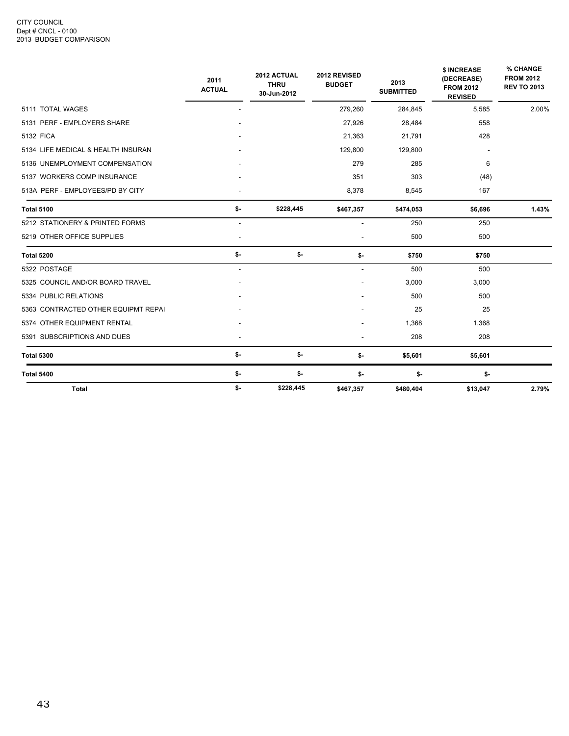CITY COUNCIL
Dept # CNCL - 0100
2013 BUDGET COMPARISON

| | 2011 ACTUAL | 2012 ACTUAL THRU 30-Jun-2012 | 2012 REVISED BUDGET | 2013 SUBMITTED | $ INCREASE (DECREASE) FROM 2012 REVISED | % CHANGE FROM 2012 REV TO 2013 |
|---|---|---|---|---|---|---|
| 5111 TOTAL WAGES | - | | 279,260 | 284,845 | 5,585 | 2.00% |
| 5131 PERF - EMPLOYERS SHARE | - | | 27,926 | 28,484 | 558 | |
| 5132 FICA | - | | 21,363 | 21,791 | 428 | |
| 5134 LIFE MEDICAL & HEALTH INSURAN | - | | 129,800 | 129,800 | - | |
| 5136 UNEMPLOYMENT COMPENSATION | - | | 279 | 285 | 6 | |
| 5137 WORKERS COMP INSURANCE | - | | 351 | 303 | (48) | |
| 513A PERF - EMPLOYEES/PD BY CITY | - | | 8,378 | 8,545 | 167 | |
| **Total 5100** | **$-** | **$228,445** | **$467,357** | **$474,053** | **$6,696** | **1.43%** |
| 5212 STATIONERY & PRINTED FORMS | - | | - | 250 | 250 | |
| 5219 OTHER OFFICE SUPPLIES | - | | - | 500 | 500 | |
| **Total 5200** | **$-** | **$-** | **$-** | **$750** | **$750** | |
| 5322 POSTAGE | - | | - | 500 | 500 | |
| 5325 COUNCIL AND/OR BOARD TRAVEL | - | | - | 3,000 | 3,000 | |
| 5334 PUBLIC RELATIONS | - | | - | 500 | 500 | |
| 5363 CONTRACTED OTHER EQUIPMT REPAI | - | | - | 25 | 25 | |
| 5374 OTHER EQUIPMENT RENTAL | - | | - | 1,368 | 1,368 | |
| 5391 SUBSCRIPTIONS AND DUES | - | | - | 208 | 208 | |
| **Total 5300** | **$-** | **$-** | **$-** | **$5,601** | **$5,601** | |
| **Total 5400** | **$-** | **$-** | **$-** | **$-** | **$-** | |
| **Total** | **$-** | **$228,445** | **$467,357** | **$480,404** | **$13,047** | **2.79%** |